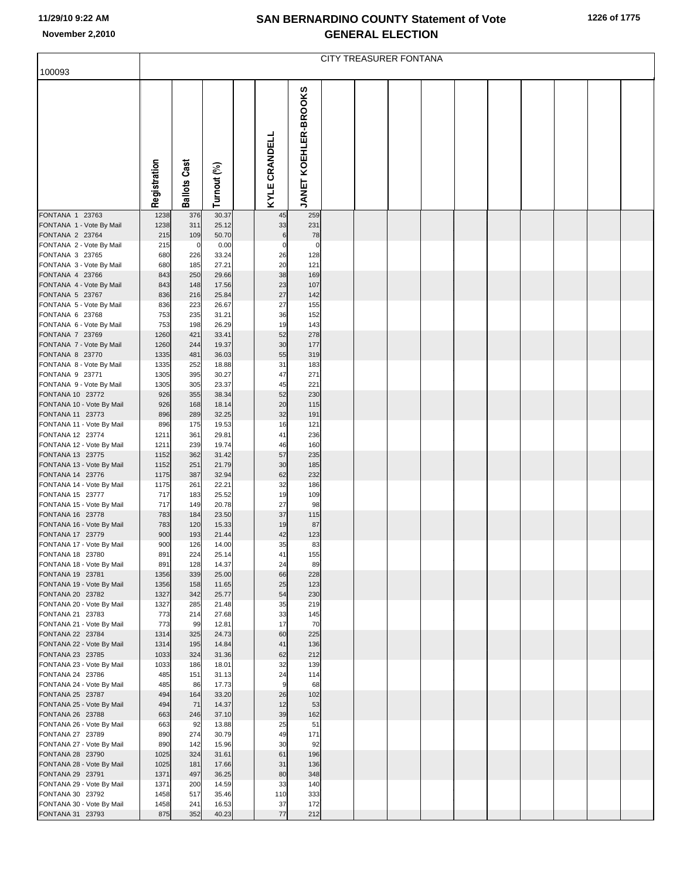# SAN BERNARDINO COUNTY Statement of Vote
## GENERAL ELECTION

11/29/10 9:22 AM
November 2,2010

100093

CITY TREASURER FONTANA

| | Registration | Ballots Cast | Turnout (%) | | KYLE CRANDELL | JANET KOEHLER-BROOKS |
|---|---|---|---|---|---|---|
| FONTANA 1 23763 | 1238 | 376 | 30.37 | | 45 | 259 |
| FONTANA 1 - Vote By Mail | 1238 | 311 | 25.12 | | 33 | 231 |
| FONTANA 2 23764 | 215 | 109 | 50.70 | | 6 | 78 |
| FONTANA 2 - Vote By Mail | 215 | 0 | 0.00 | | 0 | 0 |
| FONTANA 3 23765 | 680 | 226 | 33.24 | | 26 | 128 |
| FONTANA 3 - Vote By Mail | 680 | 185 | 27.21 | | 20 | 121 |
| FONTANA 4 23766 | 843 | 250 | 29.66 | | 38 | 169 |
| FONTANA 4 - Vote By Mail | 843 | 148 | 17.56 | | 23 | 107 |
| FONTANA 5 23767 | 836 | 216 | 25.84 | | 27 | 142 |
| FONTANA 5 - Vote By Mail | 836 | 223 | 26.67 | | 27 | 155 |
| FONTANA 6 23768 | 753 | 235 | 31.21 | | 36 | 152 |
| FONTANA 6 - Vote By Mail | 753 | 198 | 26.29 | | 19 | 143 |
| FONTANA 7 23769 | 1260 | 421 | 33.41 | | 52 | 278 |
| FONTANA 7 - Vote By Mail | 1260 | 244 | 19.37 | | 30 | 177 |
| FONTANA 8 23770 | 1335 | 481 | 36.03 | | 55 | 319 |
| FONTANA 8 - Vote By Mail | 1335 | 252 | 18.88 | | 31 | 183 |
| FONTANA 9 23771 | 1305 | 395 | 30.27 | | 47 | 271 |
| FONTANA 9 - Vote By Mail | 1305 | 305 | 23.37 | | 45 | 221 |
| FONTANA 10 23772 | 926 | 355 | 38.34 | | 52 | 230 |
| FONTANA 10 - Vote By Mail | 926 | 168 | 18.14 | | 20 | 115 |
| FONTANA 11 23773 | 896 | 289 | 32.25 | | 32 | 191 |
| FONTANA 11 - Vote By Mail | 896 | 175 | 19.53 | | 16 | 121 |
| FONTANA 12 23774 | 1211 | 361 | 29.81 | | 41 | 236 |
| FONTANA 12 - Vote By Mail | 1211 | 239 | 19.74 | | 46 | 160 |
| FONTANA 13 23775 | 1152 | 362 | 31.42 | | 57 | 235 |
| FONTANA 13 - Vote By Mail | 1152 | 251 | 21.79 | | 30 | 185 |
| FONTANA 14 23776 | 1175 | 387 | 32.94 | | 62 | 232 |
| FONTANA 14 - Vote By Mail | 1175 | 261 | 22.21 | | 32 | 186 |
| FONTANA 15 23777 | 717 | 183 | 25.52 | | 19 | 109 |
| FONTANA 15 - Vote By Mail | 717 | 149 | 20.78 | | 27 | 98 |
| FONTANA 16 23778 | 783 | 184 | 23.50 | | 37 | 115 |
| FONTANA 16 - Vote By Mail | 783 | 120 | 15.33 | | 19 | 87 |
| FONTANA 17 23779 | 900 | 193 | 21.44 | | 42 | 123 |
| FONTANA 17 - Vote By Mail | 900 | 126 | 14.00 | | 35 | 83 |
| FONTANA 18 23780 | 891 | 224 | 25.14 | | 41 | 155 |
| FONTANA 18 - Vote By Mail | 891 | 128 | 14.37 | | 24 | 89 |
| FONTANA 19 23781 | 1356 | 339 | 25.00 | | 66 | 228 |
| FONTANA 19 - Vote By Mail | 1356 | 158 | 11.65 | | 25 | 123 |
| FONTANA 20 23782 | 1327 | 342 | 25.77 | | 54 | 230 |
| FONTANA 20 - Vote By Mail | 1327 | 285 | 21.48 | | 35 | 219 |
| FONTANA 21 23783 | 773 | 214 | 27.68 | | 33 | 145 |
| FONTANA 21 - Vote By Mail | 773 | 99 | 12.81 | | 17 | 70 |
| FONTANA 22 23784 | 1314 | 325 | 24.73 | | 60 | 225 |
| FONTANA 22 - Vote By Mail | 1314 | 195 | 14.84 | | 41 | 136 |
| FONTANA 23 23785 | 1033 | 324 | 31.36 | | 62 | 212 |
| FONTANA 23 - Vote By Mail | 1033 | 186 | 18.01 | | 32 | 139 |
| FONTANA 24 23786 | 485 | 151 | 31.13 | | 24 | 114 |
| FONTANA 24 - Vote By Mail | 485 | 86 | 17.73 | | 9 | 68 |
| FONTANA 25 23787 | 494 | 164 | 33.20 | | 26 | 102 |
| FONTANA 25 - Vote By Mail | 494 | 71 | 14.37 | | 12 | 53 |
| FONTANA 26 23788 | 663 | 246 | 37.10 | | 39 | 162 |
| FONTANA 26 - Vote By Mail | 663 | 92 | 13.88 | | 25 | 51 |
| FONTANA 27 23789 | 890 | 274 | 30.79 | | 49 | 171 |
| FONTANA 27 - Vote By Mail | 890 | 142 | 15.96 | | 30 | 92 |
| FONTANA 28 23790 | 1025 | 324 | 31.61 | | 61 | 196 |
| FONTANA 28 - Vote By Mail | 1025 | 181 | 17.66 | | 31 | 136 |
| FONTANA 29 23791 | 1371 | 497 | 36.25 | | 80 | 348 |
| FONTANA 29 - Vote By Mail | 1371 | 200 | 14.59 | | 33 | 140 |
| FONTANA 30 23792 | 1458 | 517 | 35.46 | | 110 | 333 |
| FONTANA 30 - Vote By Mail | 1458 | 241 | 16.53 | | 37 | 172 |
| FONTANA 31 23793 | 875 | 352 | 40.23 | | 77 | 212 |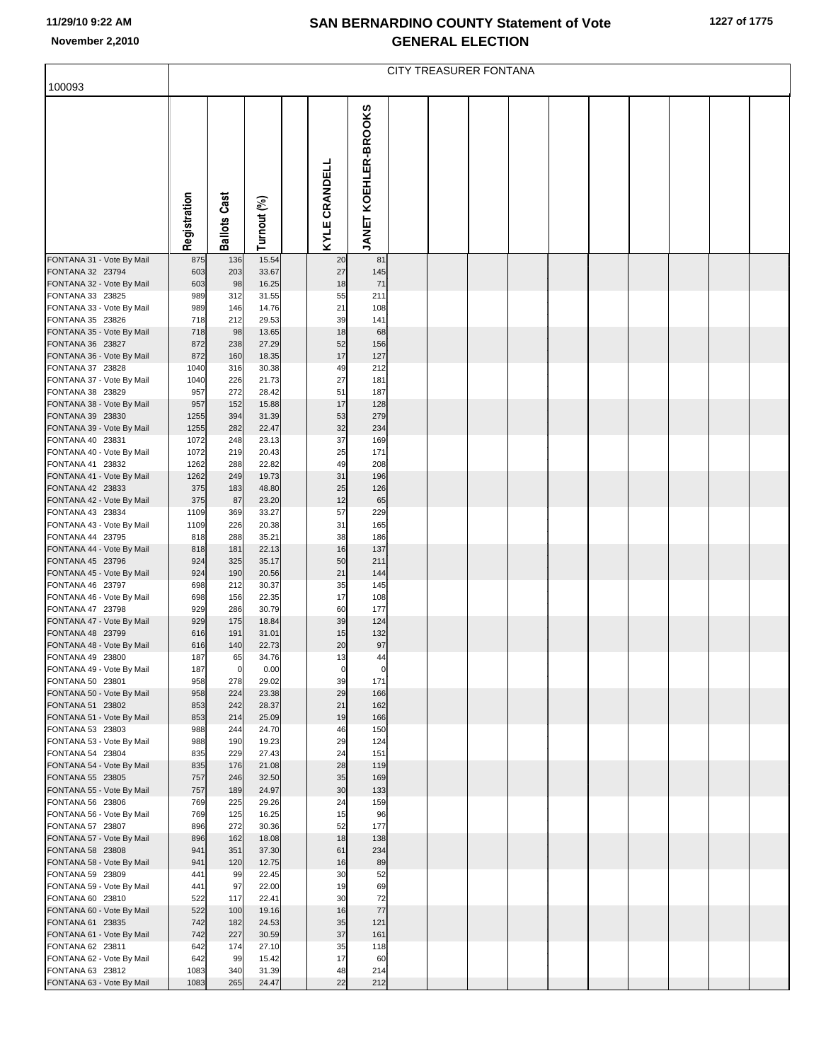# SAN BERNARDINO COUNTY Statement of Vote
## GENERAL ELECTION

CITY TREASURER FONTANA

| 100093 | Registration | Ballots Cast | Turnout (%) | KYLE CRANDELL | JANET KOEHLER-BROOKS |
|---|---|---|---|---|---|
| FONTANA 31 - Vote By Mail | 875 | 136 | 15.54 | 20 | 81 |
| FONTANA 32 23794 | 603 | 203 | 33.67 | 27 | 145 |
| FONTANA 32 - Vote By Mail | 603 | 98 | 16.25 | 18 | 71 |
| FONTANA 33 23825 | 989 | 312 | 31.55 | 55 | 211 |
| FONTANA 33 - Vote By Mail | 989 | 146 | 14.76 | 21 | 108 |
| FONTANA 35 23826 | 718 | 212 | 29.53 | 39 | 141 |
| FONTANA 35 - Vote By Mail | 718 | 98 | 13.65 | 18 | 68 |
| FONTANA 36 23827 | 872 | 238 | 27.29 | 52 | 156 |
| FONTANA 36 - Vote By Mail | 872 | 160 | 18.35 | 17 | 127 |
| FONTANA 37 23828 | 1040 | 316 | 30.38 | 49 | 212 |
| FONTANA 37 - Vote By Mail | 1040 | 226 | 21.73 | 27 | 181 |
| FONTANA 38 23829 | 957 | 272 | 28.42 | 51 | 187 |
| FONTANA 38 - Vote By Mail | 957 | 152 | 15.88 | 17 | 128 |
| FONTANA 39 23830 | 1255 | 394 | 31.39 | 53 | 279 |
| FONTANA 39 - Vote By Mail | 1255 | 282 | 22.47 | 32 | 234 |
| FONTANA 40 23831 | 1072 | 248 | 23.13 | 37 | 169 |
| FONTANA 40 - Vote By Mail | 1072 | 219 | 20.43 | 25 | 171 |
| FONTANA 41 23832 | 1262 | 288 | 22.82 | 49 | 208 |
| FONTANA 41 - Vote By Mail | 1262 | 249 | 19.73 | 31 | 196 |
| FONTANA 42 23833 | 375 | 183 | 48.80 | 25 | 126 |
| FONTANA 42 - Vote By Mail | 375 | 87 | 23.20 | 12 | 65 |
| FONTANA 43 23834 | 1109 | 369 | 33.27 | 57 | 229 |
| FONTANA 43 - Vote By Mail | 1109 | 226 | 20.38 | 31 | 165 |
| FONTANA 44 23795 | 818 | 288 | 35.21 | 38 | 186 |
| FONTANA 44 - Vote By Mail | 818 | 181 | 22.13 | 16 | 137 |
| FONTANA 45 23796 | 924 | 325 | 35.17 | 50 | 211 |
| FONTANA 45 - Vote By Mail | 924 | 190 | 20.56 | 21 | 144 |
| FONTANA 46 23797 | 698 | 212 | 30.37 | 35 | 145 |
| FONTANA 46 - Vote By Mail | 698 | 156 | 22.35 | 17 | 108 |
| FONTANA 47 23798 | 929 | 286 | 30.79 | 60 | 177 |
| FONTANA 47 - Vote By Mail | 929 | 175 | 18.84 | 39 | 124 |
| FONTANA 48 23799 | 616 | 191 | 31.01 | 15 | 132 |
| FONTANA 48 - Vote By Mail | 616 | 140 | 22.73 | 20 | 97 |
| FONTANA 49 23800 | 187 | 65 | 34.76 | 13 | 44 |
| FONTANA 49 - Vote By Mail | 187 | 0 | 0.00 | 0 | 0 |
| FONTANA 50 23801 | 958 | 278 | 29.02 | 39 | 171 |
| FONTANA 50 - Vote By Mail | 958 | 224 | 23.38 | 29 | 166 |
| FONTANA 51 23802 | 853 | 242 | 28.37 | 21 | 162 |
| FONTANA 51 - Vote By Mail | 853 | 214 | 25.09 | 19 | 166 |
| FONTANA 53 23803 | 988 | 244 | 24.70 | 46 | 150 |
| FONTANA 53 - Vote By Mail | 988 | 190 | 19.23 | 29 | 124 |
| FONTANA 54 23804 | 835 | 229 | 27.43 | 24 | 151 |
| FONTANA 54 - Vote By Mail | 835 | 176 | 21.08 | 28 | 119 |
| FONTANA 55 23805 | 757 | 246 | 32.50 | 35 | 169 |
| FONTANA 55 - Vote By Mail | 757 | 189 | 24.97 | 30 | 133 |
| FONTANA 56 23806 | 769 | 225 | 29.26 | 24 | 159 |
| FONTANA 56 - Vote By Mail | 769 | 125 | 16.25 | 15 | 96 |
| FONTANA 57 23807 | 896 | 272 | 30.36 | 52 | 177 |
| FONTANA 57 - Vote By Mail | 896 | 162 | 18.08 | 18 | 138 |
| FONTANA 58 23808 | 941 | 351 | 37.30 | 61 | 234 |
| FONTANA 58 - Vote By Mail | 941 | 120 | 12.75 | 16 | 89 |
| FONTANA 59 23809 | 441 | 99 | 22.45 | 30 | 52 |
| FONTANA 59 - Vote By Mail | 441 | 97 | 22.00 | 19 | 69 |
| FONTANA 60 23810 | 522 | 117 | 22.41 | 30 | 72 |
| FONTANA 60 - Vote By Mail | 522 | 100 | 19.16 | 16 | 77 |
| FONTANA 61 23835 | 742 | 182 | 24.53 | 35 | 121 |
| FONTANA 61 - Vote By Mail | 742 | 227 | 30.59 | 37 | 161 |
| FONTANA 62 23811 | 642 | 174 | 27.10 | 35 | 118 |
| FONTANA 62 - Vote By Mail | 642 | 99 | 15.42 | 17 | 60 |
| FONTANA 63 23812 | 1083 | 340 | 31.39 | 48 | 214 |
| FONTANA 63 - Vote By Mail | 1083 | 265 | 24.47 | 22 | 212 |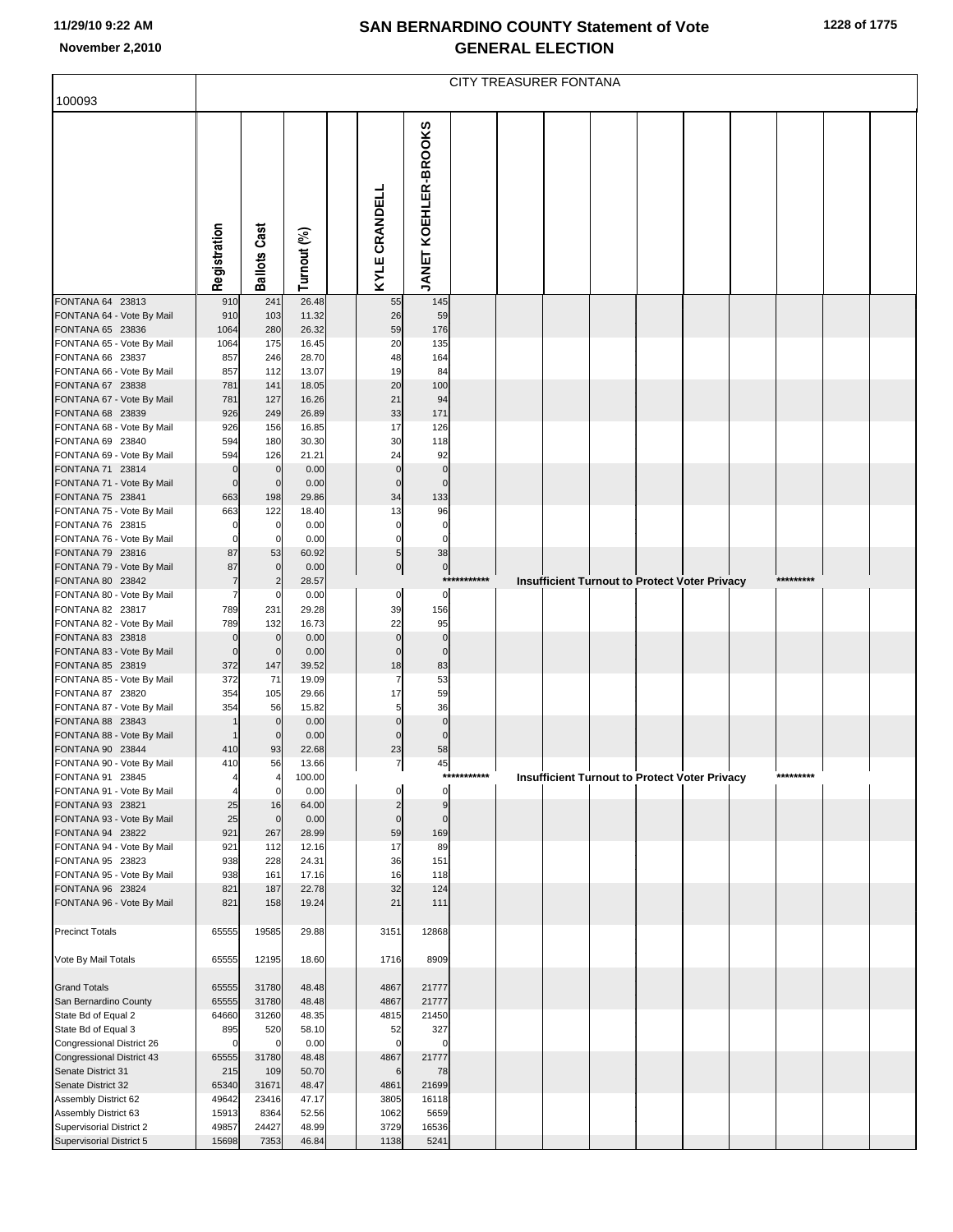## CITY TREASURER FONTANA

100093

| | Registration | Ballots Cast | Turnout (%) | KYLE CRANDELL | JANET KOEHLER-BROOKS |
|---|---|---|---|---|---|
| FONTANA 64 23813 | 910 | 241 | 26.48 | 55 | 145 |
| FONTANA 64 - Vote By Mail | 910 | 103 | 11.32 | 26 | 59 |
| FONTANA 65 23836 | 1064 | 280 | 26.32 | 59 | 176 |
| FONTANA 65 - Vote By Mail | 1064 | 175 | 16.45 | 20 | 135 |
| FONTANA 66 23837 | 857 | 246 | 28.70 | 48 | 164 |
| FONTANA 66 - Vote By Mail | 857 | 112 | 13.07 | 19 | 84 |
| FONTANA 67 23838 | 781 | 141 | 18.05 | 20 | 100 |
| FONTANA 67 - Vote By Mail | 781 | 127 | 16.26 | 21 | 94 |
| FONTANA 68 23839 | 926 | 249 | 26.89 | 33 | 171 |
| FONTANA 68 - Vote By Mail | 926 | 156 | 16.85 | 17 | 126 |
| FONTANA 69 23840 | 594 | 180 | 30.30 | 30 | 118 |
| FONTANA 69 - Vote By Mail | 594 | 126 | 21.21 | 24 | 92 |
| FONTANA 71 23814 | 0 | 0 | 0.00 | 0 | 0 |
| FONTANA 71 - Vote By Mail | 0 | 0 | 0.00 | 0 | 0 |
| FONTANA 75 23841 | 663 | 198 | 29.86 | 34 | 133 |
| FONTANA 75 - Vote By Mail | 663 | 122 | 18.40 | 13 | 96 |
| FONTANA 76 23815 | 0 | 0 | 0.00 | 0 | 0 |
| FONTANA 76 - Vote By Mail | 0 | 0 | 0.00 | 0 | 0 |
| FONTANA 79 23816 | 87 | 53 | 60.92 | 5 | 38 |
| FONTANA 79 - Vote By Mail | 87 | 0 | 0.00 | 0 | 0 |
| FONTANA 80 23842 | 7 | 2 | 28.57 | *********** Insufficient Turnout to Protect Voter Privacy ********* | |
| FONTANA 80 - Vote By Mail | 7 | 0 | 0.00 | 0 | 0 |
| FONTANA 82 23817 | 789 | 231 | 29.28 | 39 | 156 |
| FONTANA 82 - Vote By Mail | 789 | 132 | 16.73 | 22 | 95 |
| FONTANA 83 23818 | 0 | 0 | 0.00 | 0 | 0 |
| FONTANA 83 - Vote By Mail | 0 | 0 | 0.00 | 0 | 0 |
| FONTANA 85 23819 | 372 | 147 | 39.52 | 18 | 83 |
| FONTANA 85 - Vote By Mail | 372 | 71 | 19.09 | 7 | 53 |
| FONTANA 87 23820 | 354 | 105 | 29.66 | 17 | 59 |
| FONTANA 87 - Vote By Mail | 354 | 56 | 15.82 | 5 | 36 |
| FONTANA 88 23843 | 1 | 0 | 0.00 | 0 | 0 |
| FONTANA 88 - Vote By Mail | 1 | 0 | 0.00 | 0 | 0 |
| FONTANA 90 23844 | 410 | 93 | 22.68 | 23 | 58 |
| FONTANA 90 - Vote By Mail | 410 | 56 | 13.66 | 7 | 45 |
| FONTANA 91 23845 | 4 | 4 | 100.00 | *********** Insufficient Turnout to Protect Voter Privacy ********* | |
| FONTANA 91 - Vote By Mail | 4 | 0 | 0.00 | 0 | 0 |
| FONTANA 93 23821 | 25 | 16 | 64.00 | 2 | 9 |
| FONTANA 93 - Vote By Mail | 25 | 0 | 0.00 | 0 | 0 |
| FONTANA 94 23822 | 921 | 267 | 28.99 | 59 | 169 |
| FONTANA 94 - Vote By Mail | 921 | 112 | 12.16 | 17 | 89 |
| FONTANA 95 23823 | 938 | 228 | 24.31 | 36 | 151 |
| FONTANA 95 - Vote By Mail | 938 | 161 | 17.16 | 16 | 118 |
| FONTANA 96 23824 | 821 | 187 | 22.78 | 32 | 124 |
| FONTANA 96 - Vote By Mail | 821 | 158 | 19.24 | 21 | 111 |
| Precinct Totals | 65555 | 19585 | 29.88 | 3151 | 12868 |
| Vote By Mail Totals | 65555 | 12195 | 18.60 | 1716 | 8909 |
| Grand Totals | 65555 | 31780 | 48.48 | 4867 | 21777 |
| San Bernardino County | 65555 | 31780 | 48.48 | 4867 | 21777 |
| State Bd of Equal 2 | 64660 | 31260 | 48.35 | 4815 | 21450 |
| State Bd of Equal 3 | 895 | 520 | 58.10 | 52 | 327 |
| Congressional District 26 | 0 | 0 | 0.00 | 0 | 0 |
| Congressional District 43 | 65555 | 31780 | 48.48 | 4867 | 21777 |
| Senate District 31 | 215 | 109 | 50.70 | 6 | 78 |
| Senate District 32 | 65340 | 31671 | 48.47 | 4861 | 21699 |
| Assembly District 62 | 49642 | 23416 | 47.17 | 3805 | 16118 |
| Assembly District 63 | 15913 | 8364 | 52.56 | 1062 | 5659 |
| Supervisorial District 2 | 49857 | 24427 | 48.99 | 3729 | 16536 |
| Supervisorial District 5 | 15698 | 7353 | 46.84 | 1138 | 5241 |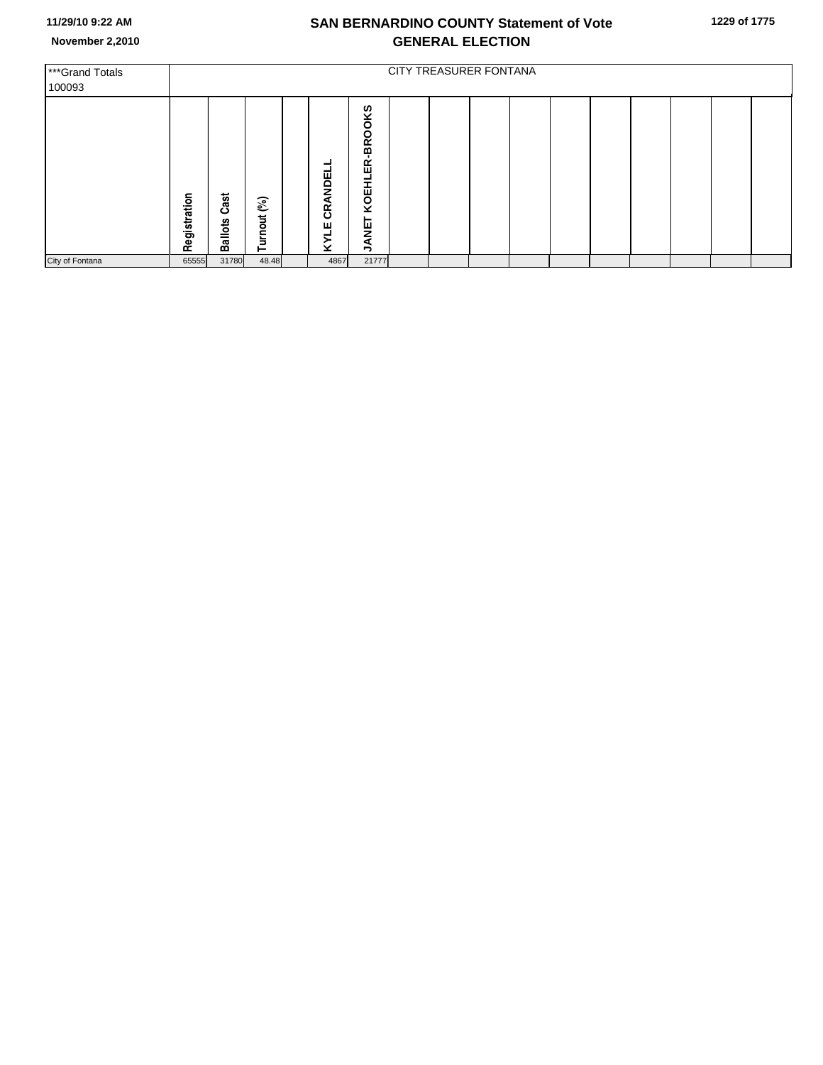# SAN BERNARDINO COUNTY Statement of Vote

## GENERAL ELECTION

November 2,2010

| ***Grand Totals 100093 | CITY TREASURER FONTANA | | | | | | | | | | | | | | | |
|---|---|---|---|---|---|---|---|---|---|---|---|---|---|---|---|---|
| | Registration | Ballots Cast | Turnout (%) | | KYLE CRANDELL | JANET KOEHLER-BROOKS | | | | | | | | | | |
| City of Fontana | 65555 | 31780 | 48.48 | | 4867 | 21777 | | | | | | | | | | |